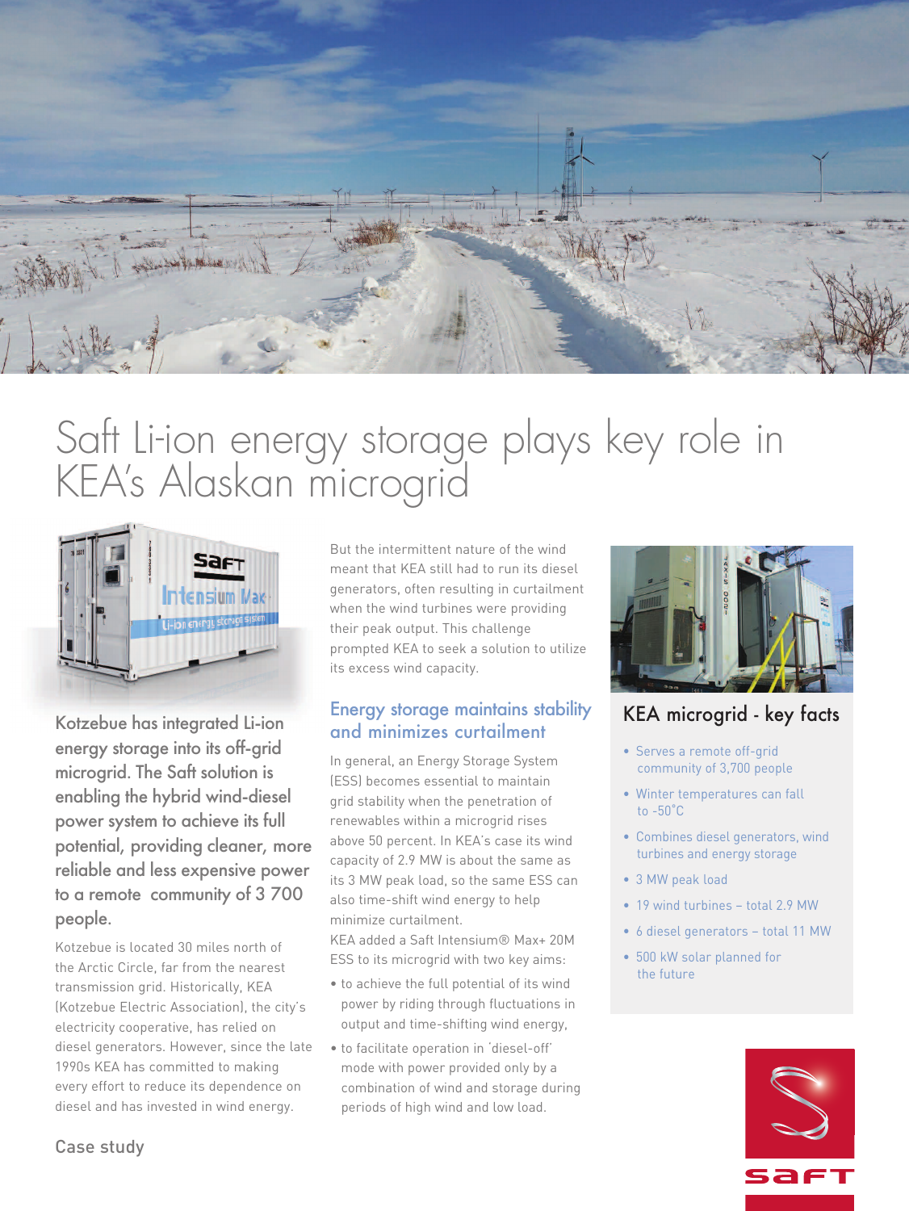# Saft Li-ion energy storage plays key role in KEA's Alaskan microgrid

**Kotzebue has integrated Li-ion energy storage into its off-grid microgrid. The Saft solution is enabling the hybrid wind-diesel power system to achieve its full potential, providing cleaner, more reliable and less expensive power to a remote community of 3 700 people.**

Kotzebue is located 30 miles north of the Arctic Circle, far from the nearest transmission grid. Historically, KEA (Kotzebue Electric Association), the city's electricity cooperative, has relied on diesel generators. However, since the late 1990s KEA has committed to making every effort to reduce its dependence on diesel and has invested in wind energy.

But the intermittent nature of the wind meant that KEA still had to run its diesel generators, often resulting in curtailment when the wind turbines were providing their peak output. This challenge prompted KEA to seek a solution to utilize its excess wind capacity.

## Energy storage maintains stability and minimizes curtailment

In general, an Energy Storage System (ESS) becomes essential to maintain grid stability when the penetration of renewables within a microgrid rises above 50 percent. In KEA's case its wind capacity of 2.9 MW is about the same as its 3 MW peak load, so the same ESS can also time-shift wind energy to help minimize curtailment.

KEA added a Saft Intensium® Max+ 20M ESS to its microgrid with two key aims:

- to achieve the full potential of its wind power by riding through fluctuations in output and time-shifting wind energy,
- to facilitate operation in 'diesel-off' mode with power provided only by a combination of wind and storage during periods of high wind and low load.

## KEA microgrid - key facts

- Serves a remote off-grid community of 3,700 people
- Winter temperatures can fall to -50°C
- Combines diesel generators, wind turbines and energy storage
- 3 MW peak load
- 19 wind turbines – total 2.9 MW
- 6 diesel generators – total 11 MW
- 500 kW solar planned for the future

Case study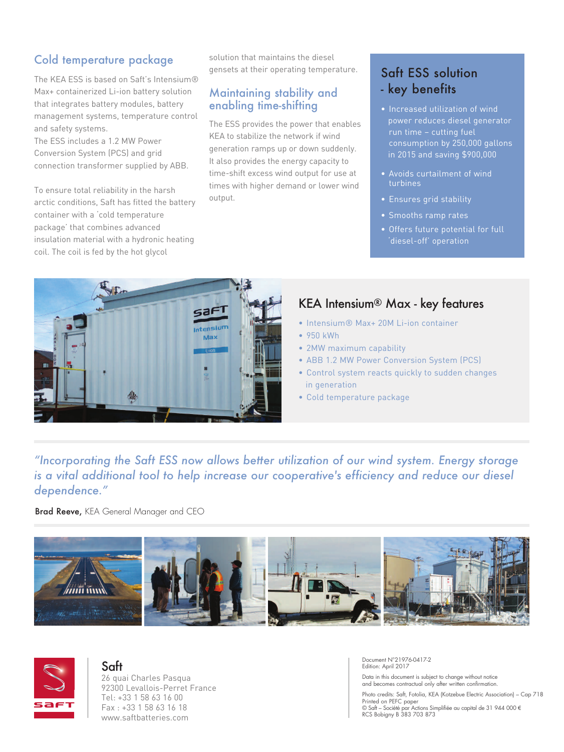## Cold temperature package

The KEA ESS is based on Saft's Intensium® Max+ containerized Li-ion battery solution that integrates battery modules, battery management systems, temperature control and safety systems.
The ESS includes a 1.2 MW Power Conversion System (PCS) and grid connection transformer supplied by ABB.

To ensure total reliability in the harsh arctic conditions, Saft has fitted the battery container with a 'cold temperature package' that combines advanced insulation material with a hydronic heating coil. The coil is fed by the hot glycol solution that maintains the diesel gensets at their operating temperature.

## Maintaining stability and enabling time-shifting

The ESS provides the power that enables KEA to stabilize the network if wind generation ramps up or down suddenly. It also provides the energy capacity to time-shift excess wind output for use at times with higher demand or lower wind output.

## Saft ESS solution - key benefits

- Increased utilization of wind power reduces diesel generator run time – cutting fuel consumption by 250,000 gallons in 2015 and saving $900,000
- Avoids curtailment of wind turbines
- Ensures grid stability
- Smooths ramp rates
- Offers future potential for full 'diesel-off' operation

## KEA Intensium® Max - key features

- Intensium® Max+ 20M Li-ion container
- 950 kWh
- 2MW maximum capability
- ABB 1.2 MW Power Conversion System (PCS)
- Control system reacts quickly to sudden changes in generation
- Cold temperature package

*"Incorporating the Saft ESS now allows better utilization of our wind system. Energy storage is a vital additional tool to help increase our cooperative's efficiency and reduce our diesel dependence."*

**Brad Reeve,** KEA General Manager and CEO

**Saft**
26 quai Charles Pasqua
92300 Levallois-Perret France
Tel: +33 1 58 63 16 00
Fax : +33 1 58 63 16 18
www.saftbatteries.com

Document N°21976-0417-2
Edition: April 2017

Data in this document is subject to change without notice and becomes contractual only after written confirmation.

Photo credits: Saft, Fotolia, KEA (Kotzebue Electric Association) – Cap 718
Printed on PEFC paper
© Saft – Société par Actions Simplifiée au capital de 31 944 000 €
RCS Bobigny B 383 703 873